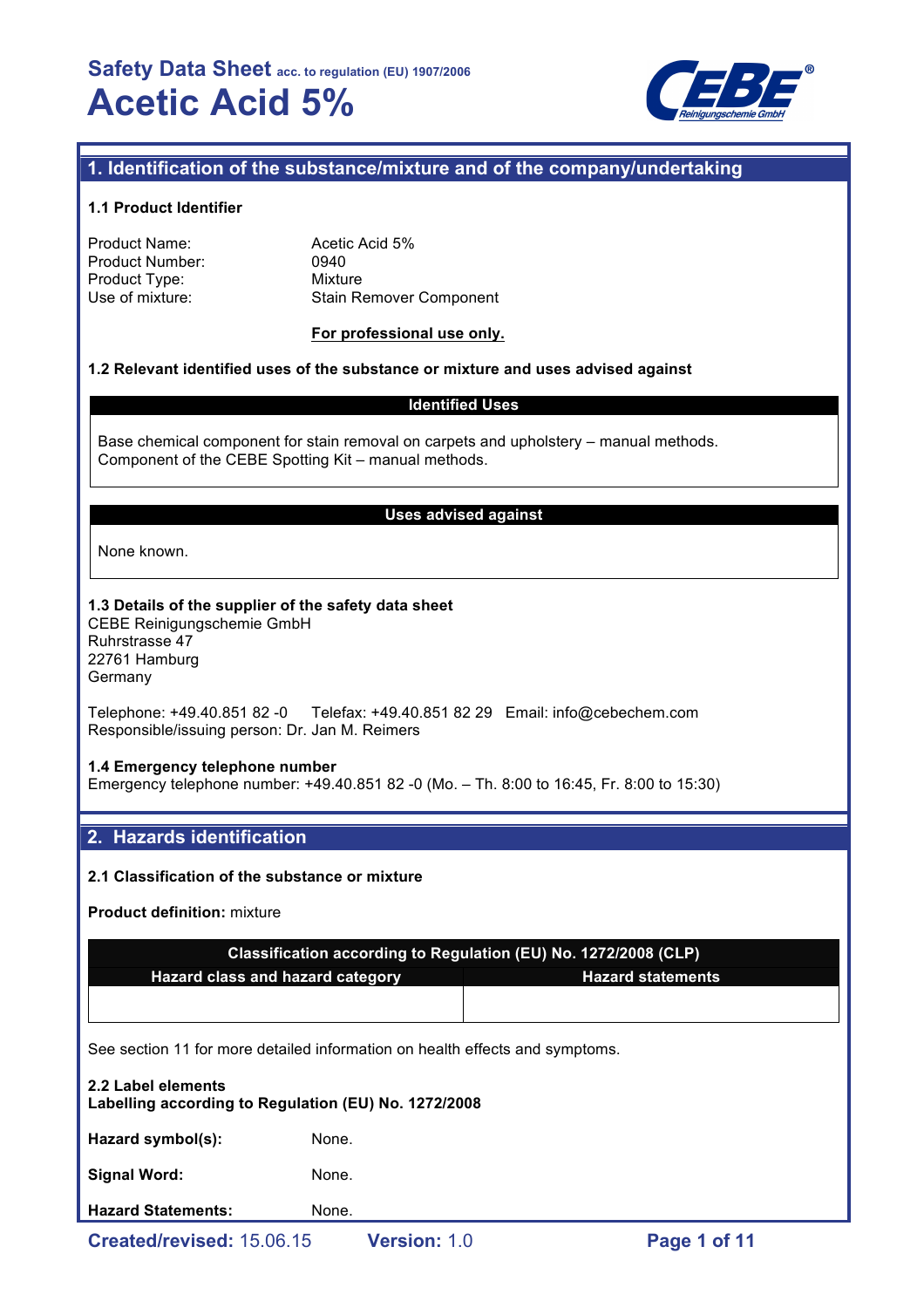# Safety Data Sheet acc. to regulation (EU) 1907/2006

# Acetic Acid 5%

## 1. Identification of the substance/mixture and of the company/undertaking

### 1.1 Product Identifier

| | |
|---|---|
| Product Name: | Acetic Acid 5% |
| Product Number: | 0940 |
| Product Type: | Mixture |
| Use of mixture: | Stain Remover Component |

**For professional use only.**

### 1.2 Relevant identified uses of the substance or mixture and uses advised against

| Identified Uses |
|---|
| Base chemical component for stain removal on carpets and upholstery – manual methods. Component of the CEBE Spotting Kit – manual methods. |

| Uses advised against |
|---|
| None known. |

### 1.3 Details of the supplier of the safety data sheet

CEBE Reinigungschemie GmbH
Ruhrstrasse 47
22761 Hamburg
Germany

Telephone: +49.40.851 82 -0 Telefax: +49.40.851 82 29 Email: info@cebechem.com
Responsible/issuing person: Dr. Jan M. Reimers

### 1.4 Emergency telephone number

Emergency telephone number: +49.40.851 82 -0 (Mo. – Th. 8:00 to 16:45, Fr. 8:00 to 15:30)

## 2. Hazards identification

### 2.1 Classification of the substance or mixture

**Product definition:** mixture

| Classification according to Regulation (EU) No. 1272/2008 (CLP) | |
|---|---|
| **Hazard class and hazard category** | **Hazard statements** |
| | |

See section 11 for more detailed information on health effects and symptoms.

### 2.2 Label elements

**Labelling according to Regulation (EU) No. 1272/2008**

**Hazard symbol(s):** None.

**Signal Word:** None.

**Hazard Statements:** None.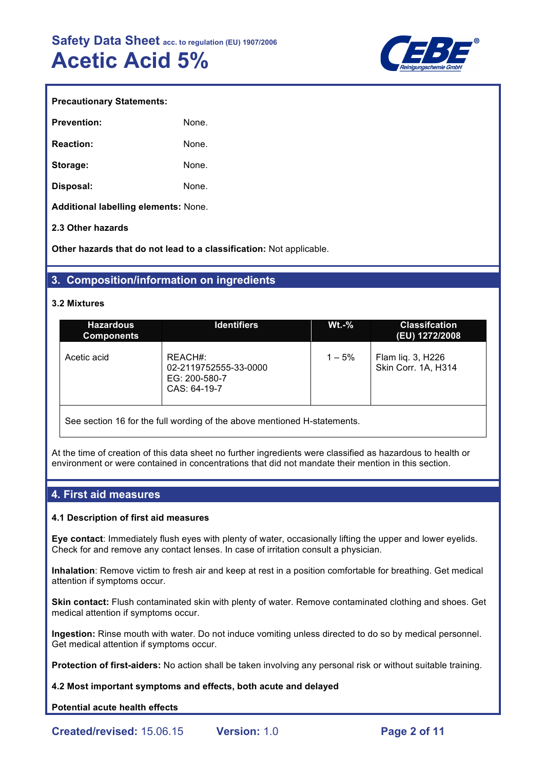**Precautionary Statements:**

**Prevention:** None.

**Reaction:** None.

**Storage:** None.

**Disposal:** None.

**Additional labelling elements:** None.

**2.3 Other hazards**

**Other hazards that do not lead to a classification:** Not applicable.

## 3. Composition/information on ingredients

**3.2 Mixtures**

| Hazardous Components | Identifiers | Wt.-% | Classifcation (EU) 1272/2008 |
|---|---|---|---|
| Acetic acid | REACH#: 02-2119752555-33-0000 EG: 200-580-7 CAS: 64-19-7 | 1 – 5% | Flam liq. 3, H226 Skin Corr. 1A, H314 |
| See section 16 for the full wording of the above mentioned H-statements. | | | |

At the time of creation of this data sheet no further ingredients were classified as hazardous to health or environment or were contained in concentrations that did not mandate their mention in this section.

## 4. First aid measures

**4.1 Description of first aid measures**

**Eye contact**: Immediately flush eyes with plenty of water, occasionally lifting the upper and lower eyelids. Check for and remove any contact lenses. In case of irritation consult a physician.

**Inhalation**: Remove victim to fresh air and keep at rest in a position comfortable for breathing. Get medical attention if symptoms occur.

**Skin contact:** Flush contaminated skin with plenty of water. Remove contaminated clothing and shoes. Get medical attention if symptoms occur.

**Ingestion:** Rinse mouth with water. Do not induce vomiting unless directed to do so by medical personnel. Get medical attention if symptoms occur.

**Protection of first-aiders:** No action shall be taken involving any personal risk or without suitable training.

**4.2 Most important symptoms and effects, both acute and delayed**

**Potential acute health effects**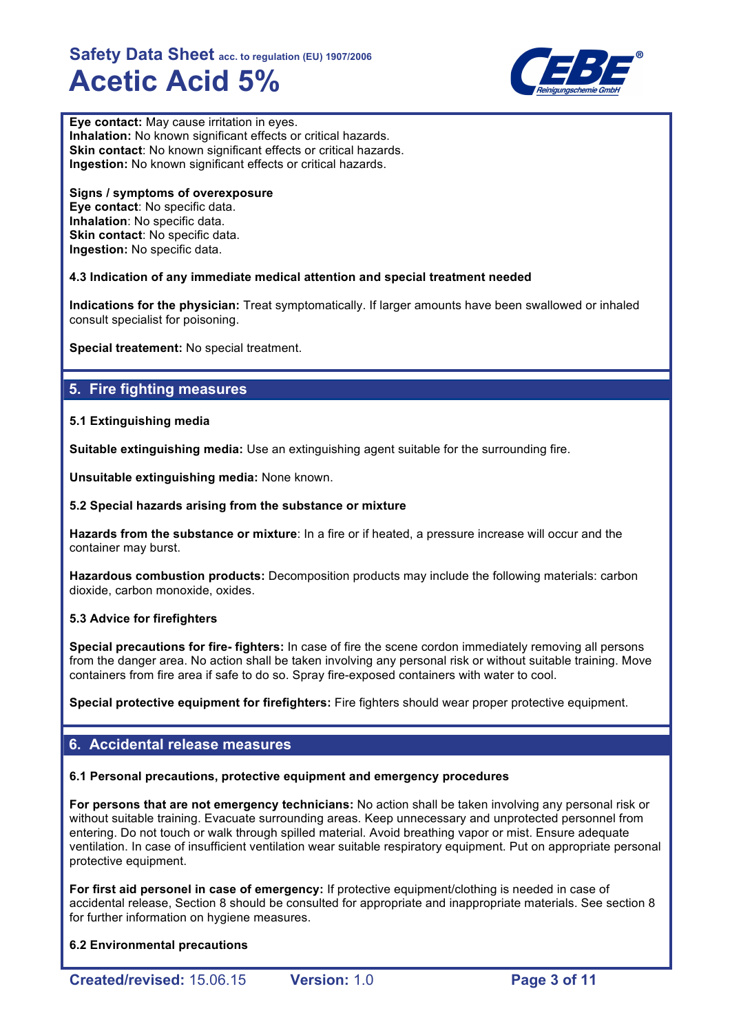**Eye contact:** May cause irritation in eyes.
**Inhalation:** No known significant effects or critical hazards.
**Skin contact**: No known significant effects or critical hazards.
**Ingestion:** No known significant effects or critical hazards.

**Signs / symptoms of overexposure**
**Eye contact**: No specific data.
**Inhalation**: No specific data.
**Skin contact**: No specific data.
**Ingestion:** No specific data.

**4.3 Indication of any immediate medical attention and special treatment needed**

**Indications for the physician:** Treat symptomatically. If larger amounts have been swallowed or inhaled consult specialist for poisoning.

**Special treatement:** No special treatment.

## 5. Fire fighting measures

**5.1 Extinguishing media**

**Suitable extinguishing media:** Use an extinguishing agent suitable for the surrounding fire.

**Unsuitable extinguishing media:** None known.

**5.2 Special hazards arising from the substance or mixture**

**Hazards from the substance or mixture**: In a fire or if heated, a pressure increase will occur and the container may burst.

**Hazardous combustion products:** Decomposition products may include the following materials: carbon dioxide, carbon monoxide, oxides.

**5.3 Advice for firefighters**

**Special precautions for fire- fighters:** In case of fire the scene cordon immediately removing all persons from the danger area. No action shall be taken involving any personal risk or without suitable training. Move containers from fire area if safe to do so. Spray fire-exposed containers with water to cool.

**Special protective equipment for firefighters:** Fire fighters should wear proper protective equipment.

## 6. Accidental release measures

**6.1 Personal precautions, protective equipment and emergency procedures**

**For persons that are not emergency technicians:** No action shall be taken involving any personal risk or without suitable training. Evacuate surrounding areas. Keep unnecessary and unprotected personnel from entering. Do not touch or walk through spilled material. Avoid breathing vapor or mist. Ensure adequate ventilation. In case of insufficient ventilation wear suitable respiratory equipment. Put on appropriate personal protective equipment.

**For first aid personel in case of emergency:** If protective equipment/clothing is needed in case of accidental release, Section 8 should be consulted for appropriate and inappropriate materials. See section 8 for further information on hygiene measures.

**6.2 Environmental precautions**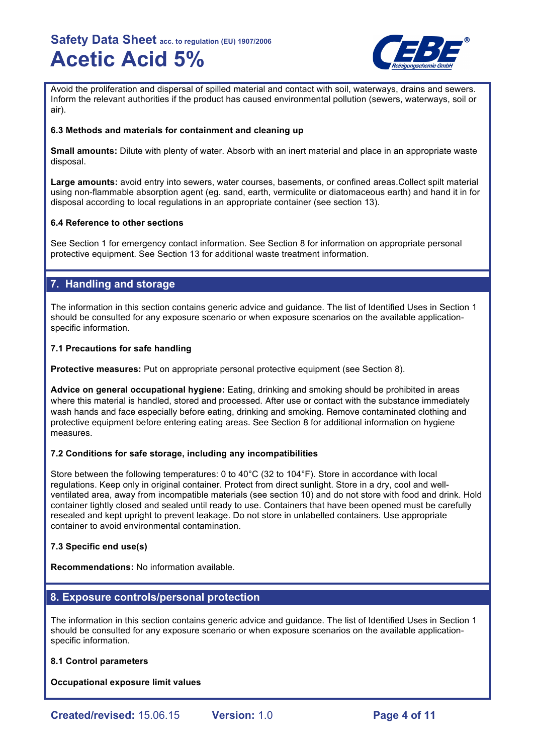Avoid the proliferation and dispersal of spilled material and contact with soil, waterways, drains and sewers. Inform the relevant authorities if the product has caused environmental pollution (sewers, waterways, soil or air).

#### 6.3 Methods and materials for containment and cleaning up

**Small amounts:** Dilute with plenty of water. Absorb with an inert material and place in an appropriate waste disposal.

**Large amounts:** avoid entry into sewers, water courses, basements, or confined areas.Collect spilt material using non-flammable absorption agent (eg. sand, earth, vermiculite or diatomaceous earth) and hand it in for disposal according to local regulations in an appropriate container (see section 13).

#### 6.4 Reference to other sections

See Section 1 for emergency contact information. See Section 8 for information on appropriate personal protective equipment. See Section 13 for additional waste treatment information.

## 7. Handling and storage

The information in this section contains generic advice and guidance. The list of Identified Uses in Section 1 should be consulted for any exposure scenario or when exposure scenarios on the available application-specific information.

#### 7.1 Precautions for safe handling

**Protective measures:** Put on appropriate personal protective equipment (see Section 8).

**Advice on general occupational hygiene:** Eating, drinking and smoking should be prohibited in areas where this material is handled, stored and processed. After use or contact with the substance immediately wash hands and face especially before eating, drinking and smoking. Remove contaminated clothing and protective equipment before entering eating areas. See Section 8 for additional information on hygiene measures.

#### 7.2 Conditions for safe storage, including any incompatibilities

Store between the following temperatures: 0 to 40°C (32 to 104°F). Store in accordance with local regulations. Keep only in original container. Protect from direct sunlight. Store in a dry, cool and well-ventilated area, away from incompatible materials (see section 10) and do not store with food and drink. Hold container tightly closed and sealed until ready to use. Containers that have been opened must be carefully resealed and kept upright to prevent leakage. Do not store in unlabelled containers. Use appropriate container to avoid environmental contamination.

#### 7.3 Specific end use(s)

**Recommendations:** No information available.

## 8. Exposure controls/personal protection

The information in this section contains generic advice and guidance. The list of Identified Uses in Section 1 should be consulted for any exposure scenario or when exposure scenarios on the available application-specific information.

#### 8.1 Control parameters

**Occupational exposure limit values**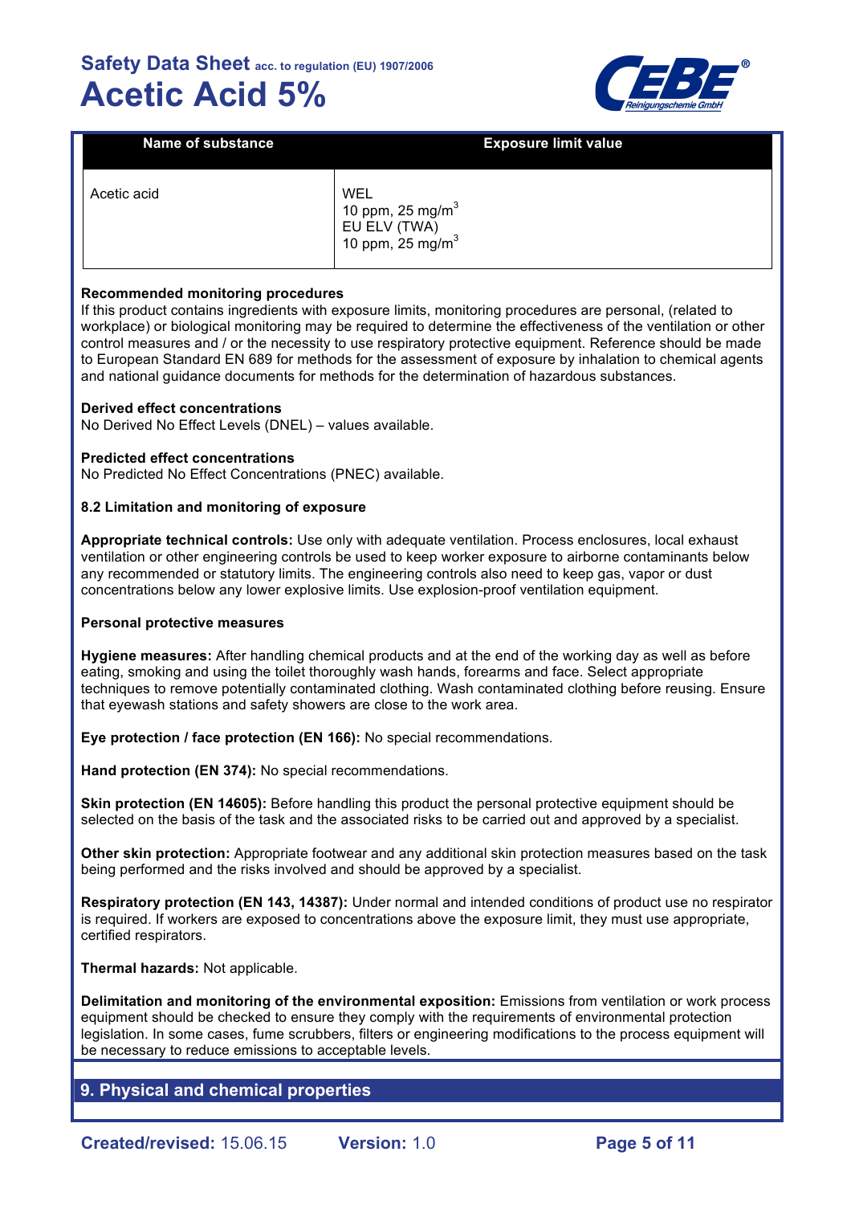| Name of substance | Exposure limit value |
| --- | --- |
| Acetic acid | WEL<br>10 ppm, 25 mg/$m^3$<br>EU ELV (TWA)<br>10 ppm, 25 mg/$m^3$ |

**Recommended monitoring procedures**
If this product contains ingredients with exposure limits, monitoring procedures are personal, (related to workplace) or biological monitoring may be required to determine the effectiveness of the ventilation or other control measures and / or the necessity to use respiratory protective equipment. Reference should be made to European Standard EN 689 for methods for the assessment of exposure by inhalation to chemical agents and national guidance documents for methods for the determination of hazardous substances.

**Derived effect concentrations**
No Derived No Effect Levels (DNEL) – values available.

**Predicted effect concentrations**
No Predicted No Effect Concentrations (PNEC) available.

**8.2 Limitation and monitoring of exposure**

**Appropriate technical controls:** Use only with adequate ventilation. Process enclosures, local exhaust ventilation or other engineering controls be used to keep worker exposure to airborne contaminants below any recommended or statutory limits. The engineering controls also need to keep gas, vapor or dust concentrations below any lower explosive limits. Use explosion-proof ventilation equipment.

**Personal protective measures**

**Hygiene measures:** After handling chemical products and at the end of the working day as well as before eating, smoking and using the toilet thoroughly wash hands, forearms and face. Select appropriate techniques to remove potentially contaminated clothing. Wash contaminated clothing before reusing. Ensure that eyewash stations and safety showers are close to the work area.

**Eye protection / face protection (EN 166):** No special recommendations.

**Hand protection (EN 374):** No special recommendations.

**Skin protection (EN 14605):** Before handling this product the personal protective equipment should be selected on the basis of the task and the associated risks to be carried out and approved by a specialist.

**Other skin protection:** Appropriate footwear and any additional skin protection measures based on the task being performed and the risks involved and should be approved by a specialist.

**Respiratory protection (EN 143, 14387):** Under normal and intended conditions of product use no respirator is required. If workers are exposed to concentrations above the exposure limit, they must use appropriate, certified respirators.

**Thermal hazards:** Not applicable.

**Delimitation and monitoring of the environmental exposition:** Emissions from ventilation or work process equipment should be checked to ensure they comply with the requirements of environmental protection legislation. In some cases, fume scrubbers, filters or engineering modifications to the process equipment will be necessary to reduce emissions to acceptable levels.

## 9. Physical and chemical properties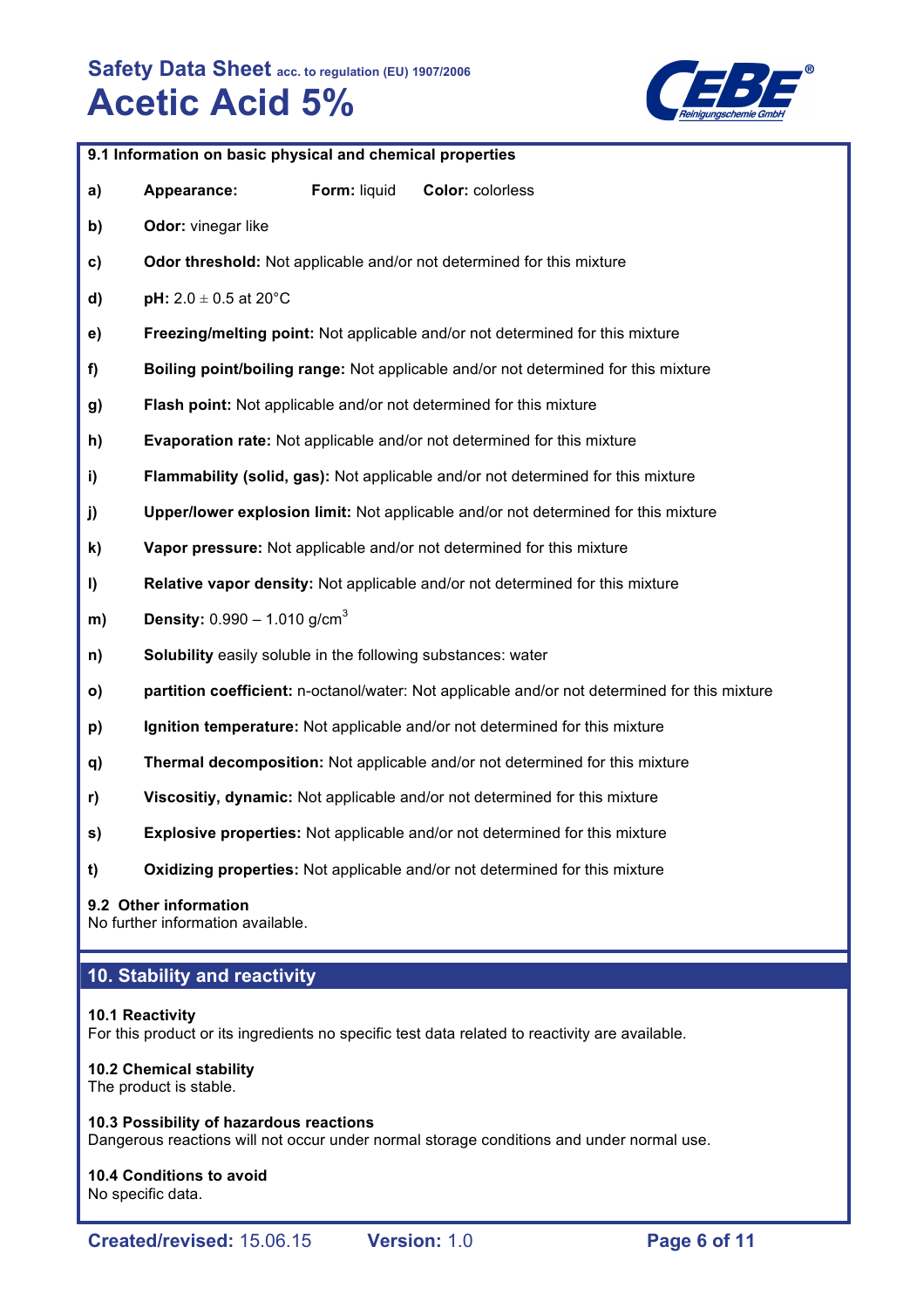### 9.1 Information on basic physical and chemical properties

- **a)** **Appearance:** **Form:** liquid **Color:** colorless
- **b)** **Odor:** vinegar like
- **c)** **Odor threshold:** Not applicable and/or not determined for this mixture
- **d)** **pH:** 2.0 ± 0.5 at 20°C
- **e)** **Freezing/melting point:** Not applicable and/or not determined for this mixture
- **f)** **Boiling point/boiling range:** Not applicable and/or not determined for this mixture
- **g)** **Flash point:** Not applicable and/or not determined for this mixture
- **h)** **Evaporation rate:** Not applicable and/or not determined for this mixture
- **i)** **Flammability (solid, gas):** Not applicable and/or not determined for this mixture
- **j)** **Upper/lower explosion limit:** Not applicable and/or not determined for this mixture
- **k)** **Vapor pressure:** Not applicable and/or not determined for this mixture
- **l)** **Relative vapor density:** Not applicable and/or not determined for this mixture
- **m)** **Density:** 0.990 – 1.010 g/cm$^3$
- **n)** **Solubility** easily soluble in the following substances: water
- **o)** **partition coefficient:** n-octanol/water: Not applicable and/or not determined for this mixture
- **p)** **Ignition temperature:** Not applicable and/or not determined for this mixture
- **q)** **Thermal decomposition:** Not applicable and/or not determined for this mixture
- **r)** **Viscositiy, dynamic:** Not applicable and/or not determined for this mixture
- **s)** **Explosive properties:** Not applicable and/or not determined for this mixture
- **t)** **Oxidizing properties:** Not applicable and/or not determined for this mixture

### 9.2 Other information

No further information available.

## 10. Stability and reactivity

### 10.1 Reactivity

For this product or its ingredients no specific test data related to reactivity are available.

### 10.2 Chemical stability

The product is stable.

### 10.3 Possibility of hazardous reactions

Dangerous reactions will not occur under normal storage conditions and under normal use.

### 10.4 Conditions to avoid

No specific data.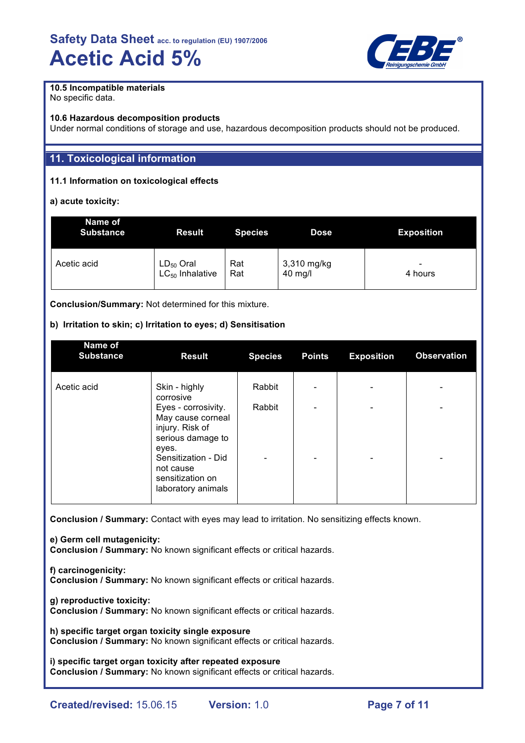**10.5 Incompatible materials**
No specific data.

**10.6 Hazardous decomposition products**
Under normal conditions of storage and use, hazardous decomposition products should not be produced.

## 11. Toxicological information

**11.1 Information on toxicological effects**

**a) acute toxicity:**

| Name of Substance | Result | Species | Dose | Exposition |
|---|---|---|---|---|
| Acetic acid | $LD_{50}$ Oral<br>$LC_{50}$ Inhalative | Rat<br>Rat | 3,310 mg/kg<br>40 mg/l | -<br>4 hours |

**Conclusion/Summary:** Not determined for this mixture.

**b) Irritation to skin; c) Irritation to eyes; d) Sensitisation**

| Name of Substance | Result | Species | Points | Exposition | Observation |
|---|---|---|---|---|---|
| Acetic acid | Skin - highly corrosive | Rabbit | - | - | - |
| | Eyes - corrosivity. May cause corneal injury. Risk of serious damage to eyes. | Rabbit | - | - | - |
| | Sensitization - Did not cause sensitization on laboratory animals | - | - | - | - |

**Conclusion / Summary:** Contact with eyes may lead to irritation. No sensitizing effects known.

**e) Germ cell mutagenicity:**
**Conclusion / Summary:** No known significant effects or critical hazards.

**f) carcinogenicity:**
**Conclusion / Summary:** No known significant effects or critical hazards.

**g) reproductive toxicity:**
**Conclusion / Summary:** No known significant effects or critical hazards.

**h) specific target organ toxicity single exposure**
**Conclusion / Summary:** No known significant effects or critical hazards.

**i) specific target organ toxicity after repeated exposure**
**Conclusion / Summary:** No known significant effects or critical hazards.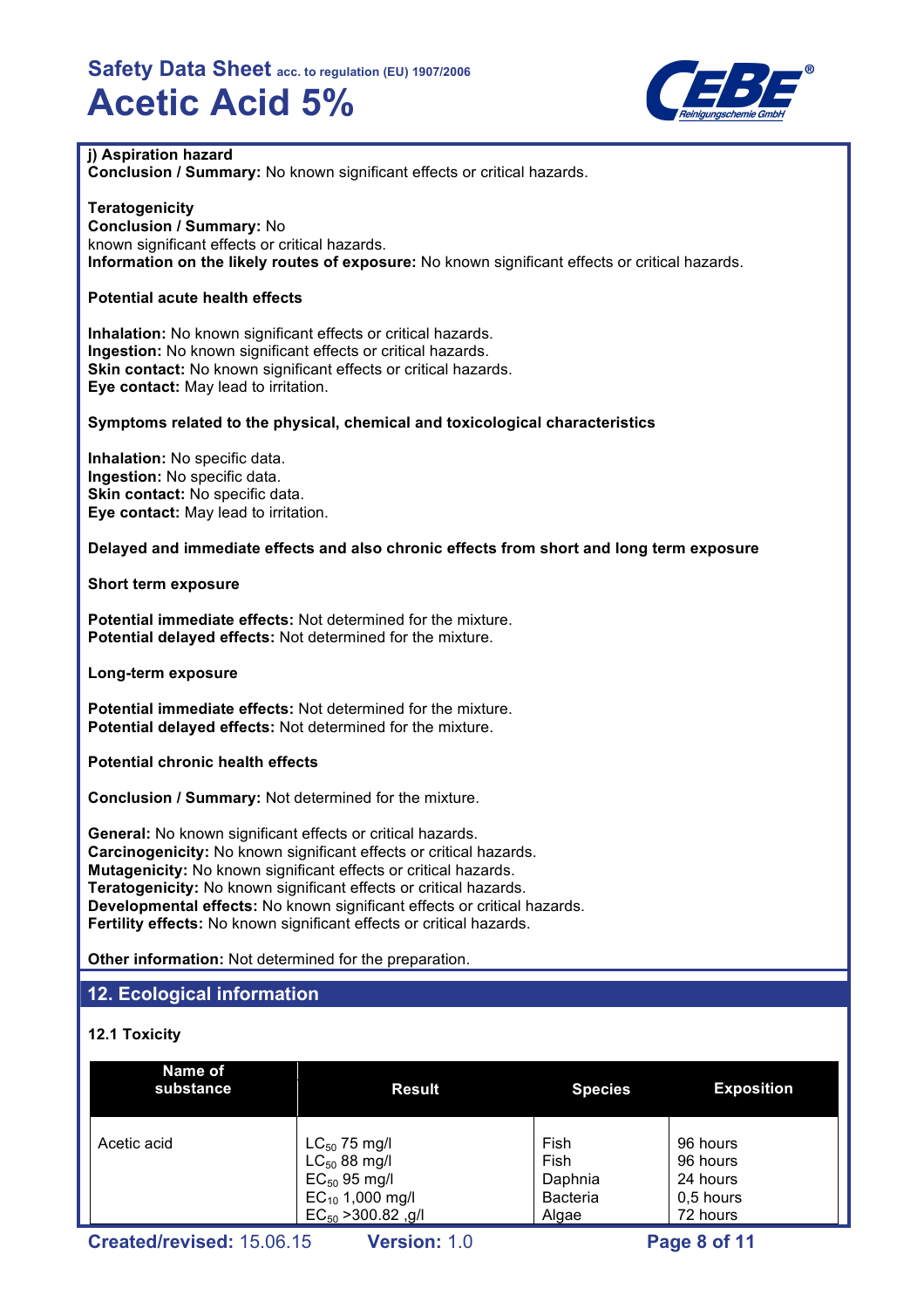**j) Aspiration hazard**
**Conclusion / Summary:** No known significant effects or critical hazards.

**Teratogenicity**
**Conclusion / Summary:** No
known significant effects or critical hazards.
**Information on the likely routes of exposure:** No known significant effects or critical hazards.

**Potential acute health effects**

**Inhalation:** No known significant effects or critical hazards.
**Ingestion:** No known significant effects or critical hazards.
**Skin contact:** No known significant effects or critical hazards.
**Eye contact:** May lead to irritation.

**Symptoms related to the physical, chemical and toxicological characteristics**

**Inhalation:** No specific data.
**Ingestion:** No specific data.
**Skin contact:** No specific data.
**Eye contact:** May lead to irritation.

**Delayed and immediate effects and also chronic effects from short and long term exposure**

**Short term exposure**

**Potential immediate effects:** Not determined for the mixture.
**Potential delayed effects:** Not determined for the mixture.

**Long-term exposure**

**Potential immediate effects:** Not determined for the mixture.
**Potential delayed effects:** Not determined for the mixture.

**Potential chronic health effects**

**Conclusion / Summary:** Not determined for the mixture.

**General:** No known significant effects or critical hazards.
**Carcinogenicity:** No known significant effects or critical hazards.
**Mutagenicity:** No known significant effects or critical hazards.
**Teratogenicity:** No known significant effects or critical hazards.
**Developmental effects:** No known significant effects or critical hazards.
**Fertility effects:** No known significant effects or critical hazards.

**Other information:** Not determined for the preparation.

## 12. Ecological information

### 12.1 Toxicity

| Name of substance | Result | Species | Exposition |
|---|---|---|---|
| Acetic acid | $LC_{50}$ 75 mg/l | Fish | 96 hours |
| | $LC_{50}$ 88 mg/l | Fish | 96 hours |
| | $EC_{50}$ 95 mg/l | Daphnia | 24 hours |
| | $EC_{10}$ 1,000 mg/l | Bacteria | 0,5 hours |
| | $EC_{50}$ >300.82 ,g/l | Algae | 72 hours |

**Created/revised:** 15.06.15 **Version:** 1.0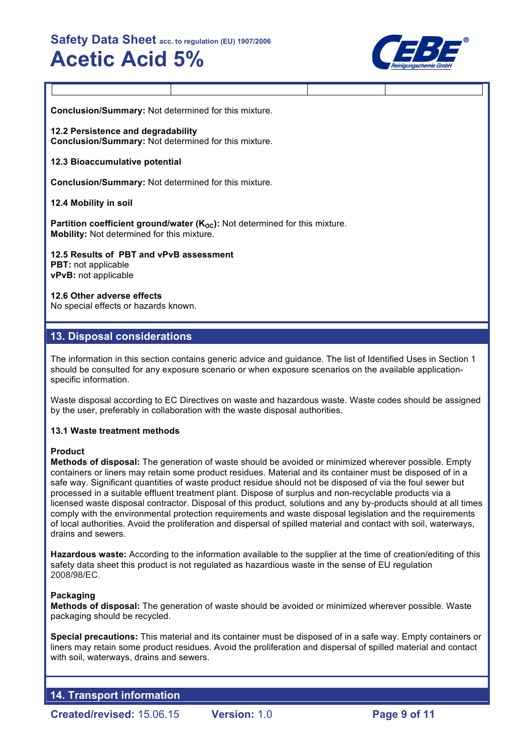| | | | |
|---|---|---|---|

**Conclusion/Summary:** Not determined for this mixture.

**12.2 Persistence and degradability**
**Conclusion/Summary:** Not determined for this mixture.

**12.3 Bioaccumulative potential**

**Conclusion/Summary:** Not determined for this mixture.

**12.4 Mobility in soil**

**Partition coefficient ground/water ($K_{OC}$):** Not determined for this mixture.
**Mobility:** Not determined for this mixture.

**12.5 Results of PBT and vPvB assessment**
**PBT:** not applicable
**vPvB:** not applicable

**12.6 Other adverse effects**
No special effects or hazards known.

## 13. Disposal considerations

The information in this section contains generic advice and guidance. The list of Identified Uses in Section 1 should be consulted for any exposure scenario or when exposure scenarios on the available application-specific information.

Waste disposal according to EC Directives on waste and hazardous waste. Waste codes should be assigned by the user, preferably in collaboration with the waste disposal authorities.

**13.1 Waste treatment methods**

**Product**
**Methods of disposal:** The generation of waste should be avoided or minimized wherever possible. Empty containers or liners may retain some product residues. Material and its container must be disposed of in a safe way. Significant quantities of waste product residue should not be disposed of via the foul sewer but processed in a suitable effluent treatment plant. Dispose of surplus and non-recyclable products via a licensed waste disposal contractor. Disposal of this product, solutions and any by-products should at all times comply with the environmental protection requirements and waste disposal legislation and the requirements of local authorities. Avoid the proliferation and dispersal of spilled material and contact with soil, waterways, drains and sewers.

**Hazardous waste:** According to the information available to the supplier at the time of creation/editing of this safety data sheet this product is not regulated as hazardious waste in the sense of EU regulation 2008/98/EC.

**Packaging**
**Methods of disposal:** The generation of waste should be avoided or minimized wherever possible. Waste packaging should be recycled.

**Special precautions:** This material and its container must be disposed of in a safe way. Empty containers or liners may retain some product residues. Avoid the proliferation and dispersal of spilled material and contact with soil, waterways, drains and sewers.

## 14. Transport information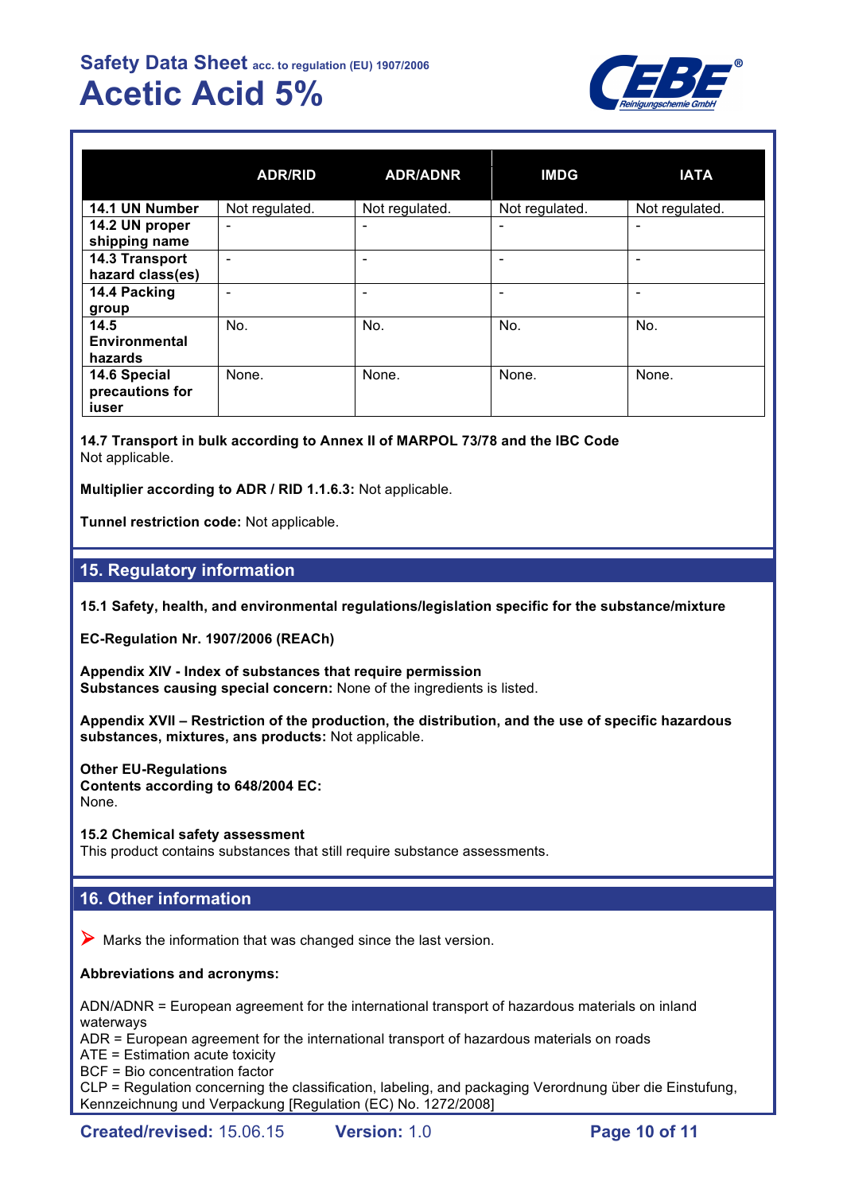| | ADR/RID | ADR/ADNR | IMDG | IATA |
|---|---|---|---|---|
| **14.1 UN Number** | Not regulated. | Not regulated. | Not regulated. | Not regulated. |
| **14.2 UN proper shipping name** | - | - | - | - |
| **14.3 Transport hazard class(es)** | - | - | - | - |
| **14.4 Packing group** | - | - | - | - |
| **14.5 Environmental hazards** | No. | No. | No. | No. |
| **14.6 Special precautions for iuser** | None. | None. | None. | None. |

**14.7 Transport in bulk according to Annex II of MARPOL 73/78 and the IBC Code**
Not applicable.

**Multiplier according to ADR / RID 1.1.6.3:** Not applicable.

**Tunnel restriction code:** Not applicable.

## 15. Regulatory information

**15.1 Safety, health, and environmental regulations/legislation specific for the substance/mixture**

**EC-Regulation Nr. 1907/2006 (REACh)**

**Appendix XIV - Index of substances that require permission**
**Substances causing special concern:** None of the ingredients is listed.

**Appendix XVII – Restriction of the production, the distribution, and the use of specific hazardous substances, mixtures, ans products:** Not applicable.

**Other EU-Regulations**
**Contents according to 648/2004 EC:**
None.

**15.2 Chemical safety assessment**
This product contains substances that still require substance assessments.

## 16. Other information

➢ Marks the information that was changed since the last version.

**Abbreviations and acronyms:**

ADN/ADNR = European agreement for the international transport of hazardous materials on inland waterways
ADR = European agreement for the international transport of hazardous materials on roads
ATE = Estimation acute toxicity
BCF = Bio concentration factor
CLP = Regulation concerning the classification, labeling, and packaging Verordnung über die Einstufung, Kennzeichnung und Verpackung [Regulation (EC) No. 1272/2008]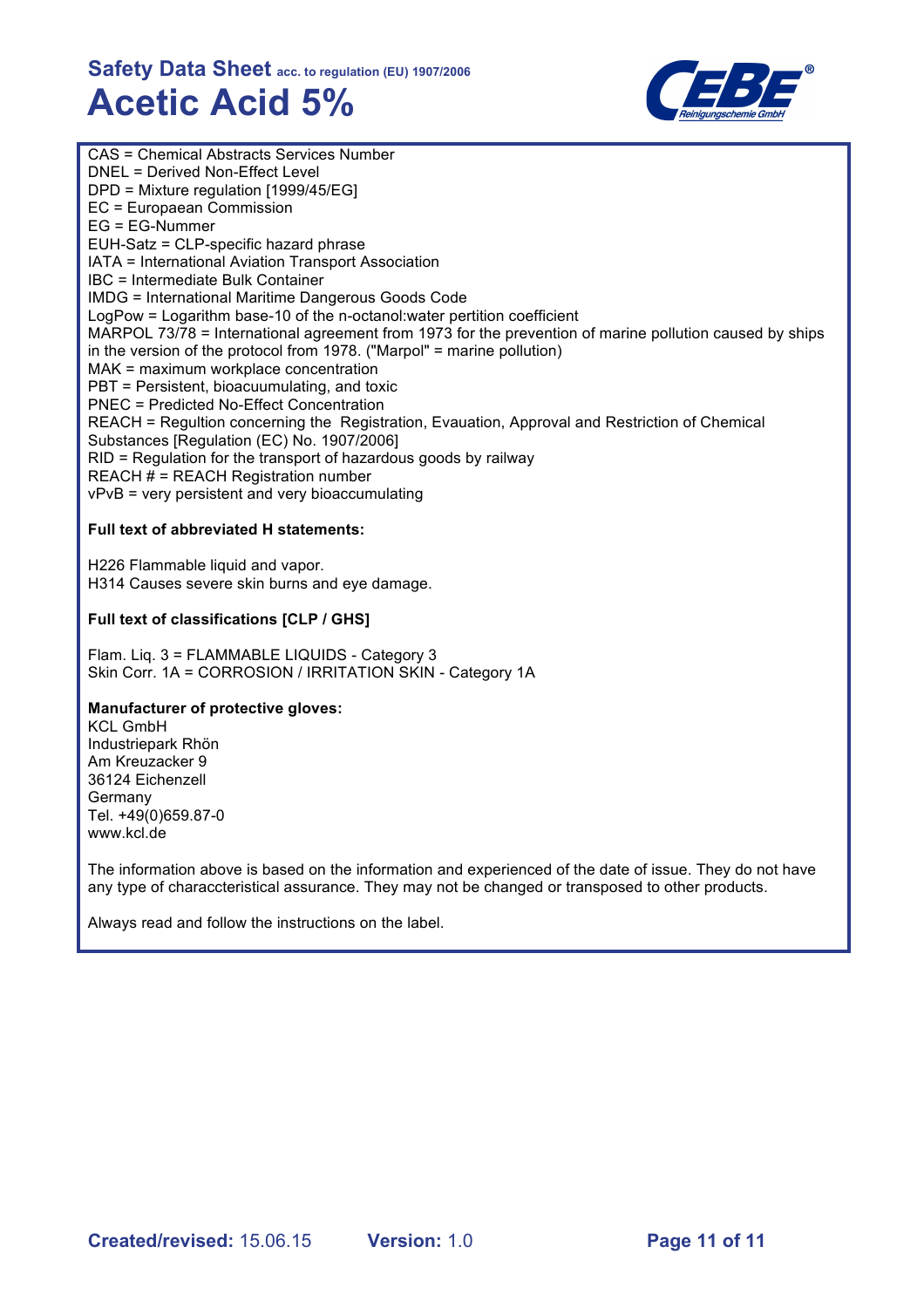CAS = Chemical Abstracts Services Number
DNEL = Derived Non-Effect Level
DPD = Mixture regulation [1999/45/EG]
EC = Europaean Commission
EG = EG-Nummer
EUH-Satz = CLP-specific hazard phrase
IATA = International Aviation Transport Association
IBC = Intermediate Bulk Container
IMDG = International Maritime Dangerous Goods Code
LogPow = Logarithm base-10 of the n-octanol:water pertition coefficient
MARPOL 73/78 = International agreement from 1973 for the prevention of marine pollution caused by ships in the version of the protocol from 1978. ("Marpol" = marine pollution)
MAK = maximum workplace concentration
PBT = Persistent, bioacuumulating, and toxic
PNEC = Predicted No-Effect Concentration
REACH = Regultion concerning the Registration, Evauation, Approval and Restriction of Chemical Substances [Regulation (EC) No. 1907/2006]
RID = Regulation for the transport of hazardous goods by railway
REACH # = REACH Registration number
vPvB = very persistent and very bioaccumulating

**Full text of abbreviated H statements:**

H226 Flammable liquid and vapor.
H314 Causes severe skin burns and eye damage.

**Full text of classifications [CLP / GHS]**

Flam. Liq. 3 = FLAMMABLE LIQUIDS - Category 3
Skin Corr. 1A = CORROSION / IRRITATION SKIN - Category 1A

**Manufacturer of protective gloves:**
KCL GmbH
Industriepark Rhön
Am Kreuzacker 9
36124 Eichenzell
Germany
Tel. +49(0)659.87-0
www.kcl.de

The information above is based on the information and experienced of the date of issue. They do not have any type of characcteristical assurance. They may not be changed or transposed to other products.

Always read and follow the instructions on the label.